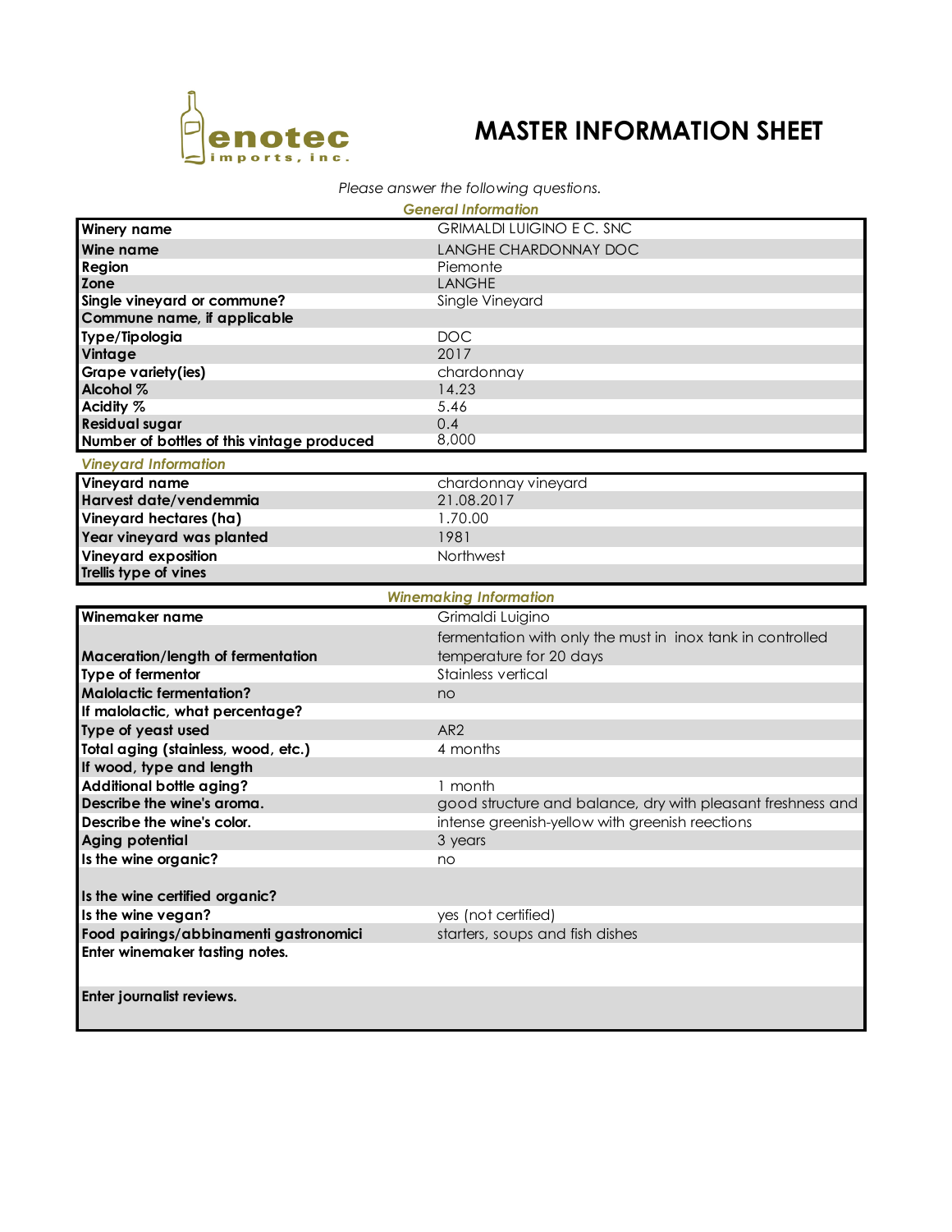enotec imports, inc.

# MASTER INFORMATION SHEET

*Please answer the following questions.*

### *General Information*

| | |
|---|---|
| **Winery name** | GRIMALDI LUIGINO E C. SNC |
| **Wine name** | LANGHE CHARDONNAY DOC |
| **Region** | Piemonte |
| **Zone** | LANGHE |
| **Single vineyard or commune?** | Single Vineyard |
| **Commune name, if applicable** | |
| **Type/Tipologia** | DOC |
| **Vintage** | 2017 |
| **Grape variety(ies)** | chardonnay |
| **Alcohol %** | 14.23 |
| **Acidity %** | 5.46 |
| **Residual sugar** | 0.4 |
| **Number of bottles of this vintage produced** | 8,000 |

### *Vineyard Information*

| | |
|---|---|
| **Vineyard name** | chardonnay vineyard |
| **Harvest date/vendemmia** | 21.08.2017 |
| **Vineyard hectares (ha)** | 1.70.00 |
| **Year vineyard was planted** | 1981 |
| **Vineyard exposition** | Northwest |
| **Trellis type of vines** | |

### *Winemaking Information*

| | |
|---|---|
| **Winemaker name** | Grimaldi Luigino |
| **Maceration/length of fermentation** | fermentation with only the must in inox tank in controlled temperature for 20 days |
| **Type of fermentor** | Stainless vertical |
| **Malolactic fermentation?** | no |
| **If malolactic, what percentage?** | |
| **Type of yeast used** | AR2 |
| **Total aging (stainless, wood, etc.)** | 4 months |
| **If wood, type and length** | |
| **Additional bottle aging?** | 1 month |
| **Describe the wine's aroma.** | good structure and balance, dry with pleasant freshness and |
| **Describe the wine's color.** | intense greenish-yellow with greenish reections |
| **Aging potential** | 3 years |
| **Is the wine organic?** | no |
| **Is the wine certified organic?** | |
| **Is the wine vegan?** | yes (not certified) |
| **Food pairings/abbinamenti gastronomici** | starters, soups and fish dishes |
| **Enter winemaker tasting notes.** | |
| **Enter journalist reviews.** | |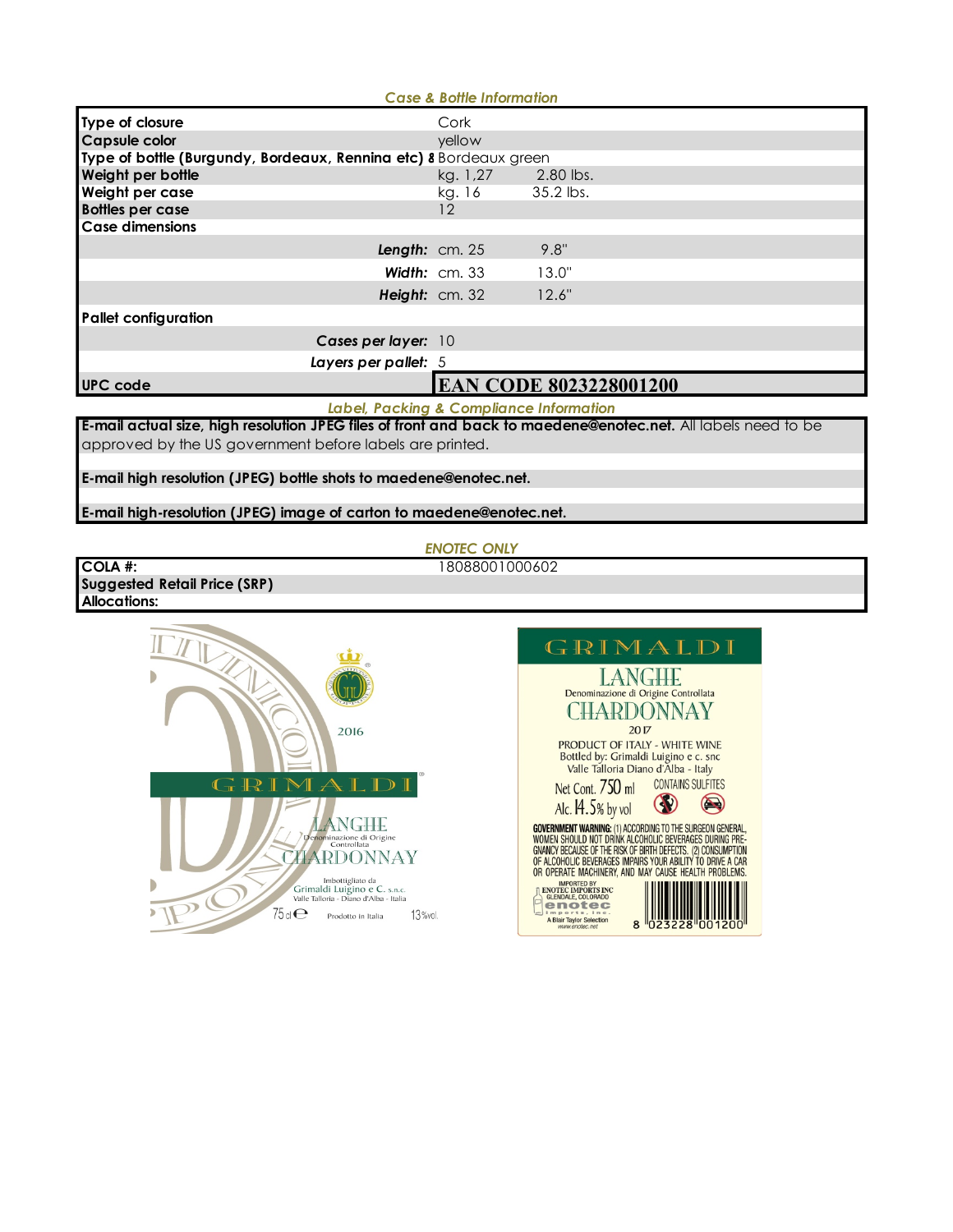### *Case & Bottle Information*

| | | |
|---|---|---|
| **Type of closure** | Cork | |
| **Capsule color** | yellow | |
| **Type of bottle (Burgundy, Bordeaux, Rennina etc) &** | Bordeaux green | |
| **Weight per bottle** | kg. 1,27 | 2.80 lbs. |
| **Weight per case** | kg. 16 | 35.2 lbs. |
| **Bottles per case** | 12 | |
| **Case dimensions** | | |
| ***Length:*** | cm. 25 | 9.8" |
| ***Width:*** | cm. 33 | 13.0" |
| ***Height:*** | cm. 32 | 12.6" |
| **Pallet configuration** | | |
| ***Cases per layer:*** | 10 | |
| ***Layers per pallet:*** | 5 | |
| **UPC code** | **EAN CODE 8023228001200** | |

### *Label, Packing & Compliance Information*

**E-mail actual size, high resolution JPEG files of front and back to maedene@enotec.net.** All labels need to be approved by the US government before labels are printed.

**E-mail high resolution (JPEG) bottle shots to maedene@enotec.net.**

**E-mail high-resolution (JPEG) image of carton to maedene@enotec.net.**

### *ENOTEC ONLY*

| | |
|---|---|
| **COLA #:** | 18088001000602 |
| **Suggested Retail Price (SRP)** | |
| **Allocations:** | |

2016

GRIMALDI

LANGHE
Denominazione di Origine Controllata
CHARDONNAY

Imbottigliato da
Grimaldi Luigino e C. s.n.c.
Valle Talloria - Diano d'Alba - Italia

75 cl ℮ Prodotto in Italia 13 %vol.

GRIMALDI

LANGHE
Denominazione di Origine Controllata
CHARDONNAY
2017

PRODUCT OF ITALY - WHITE WINE
Bottled by: Grimaldi Luigino e c. snc
Valle Talloria Diano d'Alba - Italy

Net Cont. 750 ml
Alc. 14.5% by vol
CONTAINS SULFITES

GOVERNMENT WARNING: (1) ACCORDING TO THE SURGEON GENERAL, WOMEN SHOULD NOT DRINK ALCOHOLIC BEVERAGES DURING PREGNANCY BECAUSE OF THE RISK OF BIRTH DEFECTS. (2) CONSUMPTION OF ALCOHOLIC BEVERAGES IMPAIRS YOUR ABILITY TO DRIVE A CAR OR OPERATE MACHINERY, AND MAY CAUSE HEALTH PROBLEMS.

IMPORTED BY
ENOTEC IMPORTS INC
GLENDALE, COLORADO
enotec imports, inc.
A Blair Taylor Selection
www.enotec.net

8 023228 001200